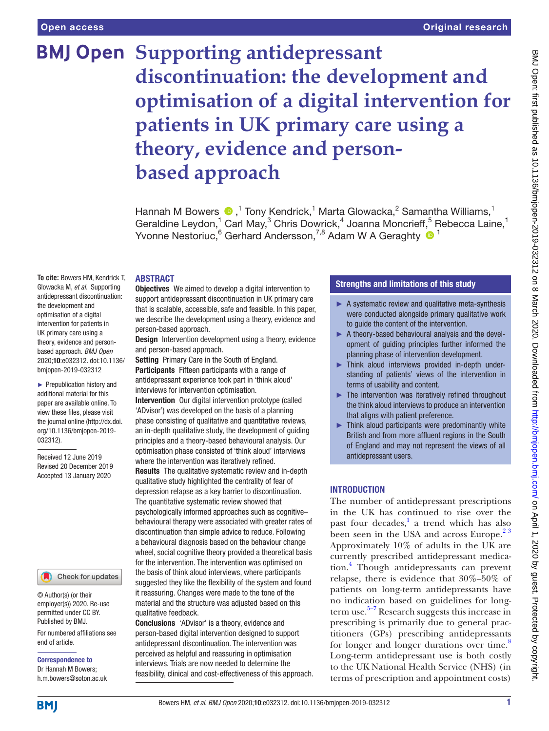Open access

Original research

# Supporting antidepressant discontinuation: the development and optimisation of a digital intervention for patients in UK primary care using a theory, evidence and person-based approach

Hannah M Bowers ,[1] Tony Kendrick,[1] Marta Glowacka,[2] Samantha Williams,[1] Geraldine Leydon,[1] Carl May,[3] Chris Dowrick,[4] Joanna Moncrieff,[5] Rebecca Laine,[1] Yvonne Nestoriuc,[6] Gerhard Andersson,[7,8] Adam W A Geraghty [1]

**To cite:** Bowers HM, Kendrick T, Glowacka M, *et al*. Supporting antidepressant discontinuation: the development and optimisation of a digital intervention for patients in UK primary care using a theory, evidence and person-based approach. *BMJ Open* 2020;**10**:e032312. doi:10.1136/bmjopen-2019-032312

► Prepublication history and additional material for this paper are available online. To view these files, please visit the journal online (http://dx.doi.org/10.1136/bmjopen-2019-032312).

Received 12 June 2019
Revised 20 December 2019
Accepted 13 January 2020

© Author(s) (or their employer(s)) 2020. Re-use permitted under CC BY. Published by BMJ.

For numbered affiliations see end of article.

**Correspondence to**
Dr Hannah M Bowers;
h.m.bowers@soton.ac.uk

## ABSTRACT

**Objectives** We aimed to develop a digital intervention to support antidepressant discontinuation in UK primary care that is scalable, accessible, safe and feasible. In this paper, we describe the development using a theory, evidence and person-based approach.

**Design** Intervention development using a theory, evidence and person-based approach.

**Setting** Primary Care in the South of England.

**Participants** Fifteen participants with a range of antidepressant experience took part in 'think aloud' interviews for intervention optimisation.

**Intervention** Our digital intervention prototype (called 'ADvisor') was developed on the basis of a planning phase consisting of qualitative and quantitative reviews, an in-depth qualitative study, the development of guiding principles and a theory-based behavioural analysis. Our optimisation phase consisted of 'think aloud' interviews where the intervention was iteratively refined.

**Results** The qualitative systematic review and in-depth qualitative study highlighted the centrality of fear of depression relapse as a key barrier to discontinuation. The quantitative systematic review showed that psychologically informed approaches such as cognitive–behavioural therapy were associated with greater rates of discontinuation than simple advice to reduce. Following a behavioural diagnosis based on the behaviour change wheel, social cognitive theory provided a theoretical basis for the intervention. The intervention was optimised on the basis of think aloud interviews, where participants suggested they like the flexibility of the system and found it reassuring. Changes were made to the tone of the material and the structure was adjusted based on this qualitative feedback.

**Conclusions** 'ADvisor' is a theory, evidence and person-based digital intervention designed to support antidepressant discontinuation. The intervention was perceived as helpful and reassuring in optimisation interviews. Trials are now needed to determine the feasibility, clinical and cost-effectiveness of this approach.

## Strengths and limitations of this study

- ► A systematic review and qualitative meta-synthesis were conducted alongside primary qualitative work to guide the content of the intervention.
- ► A theory-based behavioural analysis and the development of guiding principles further informed the planning phase of intervention development.
- ► Think aloud interviews provided in-depth understanding of patients' views of the intervention in terms of usability and content.
- ► The intervention was iteratively refined throughout the think aloud interviews to produce an intervention that aligns with patient preference.
- ► Think aloud participants were predominantly white British and from more affluent regions in the South of England and may not represent the views of all antidepressant users.

## INTRODUCTION

The number of antidepressant prescriptions in the UK has continued to rise over the past four decades,[1] a trend which has also been seen in the USA and across Europe.[2 3] Approximately 10% of adults in the UK are currently prescribed antidepressant medication.[4] Though antidepressants can prevent relapse, there is evidence that 30%–50% of patients on long-term antidepressants have no indication based on guidelines for long-term use.[5–7] Research suggests this increase in prescribing is primarily due to general practitioners (GPs) prescribing antidepressants for longer and longer durations over time.[8] Long-term antidepressant use is both costly to the UK National Health Service (NHS) (in terms of prescription and appointment costs)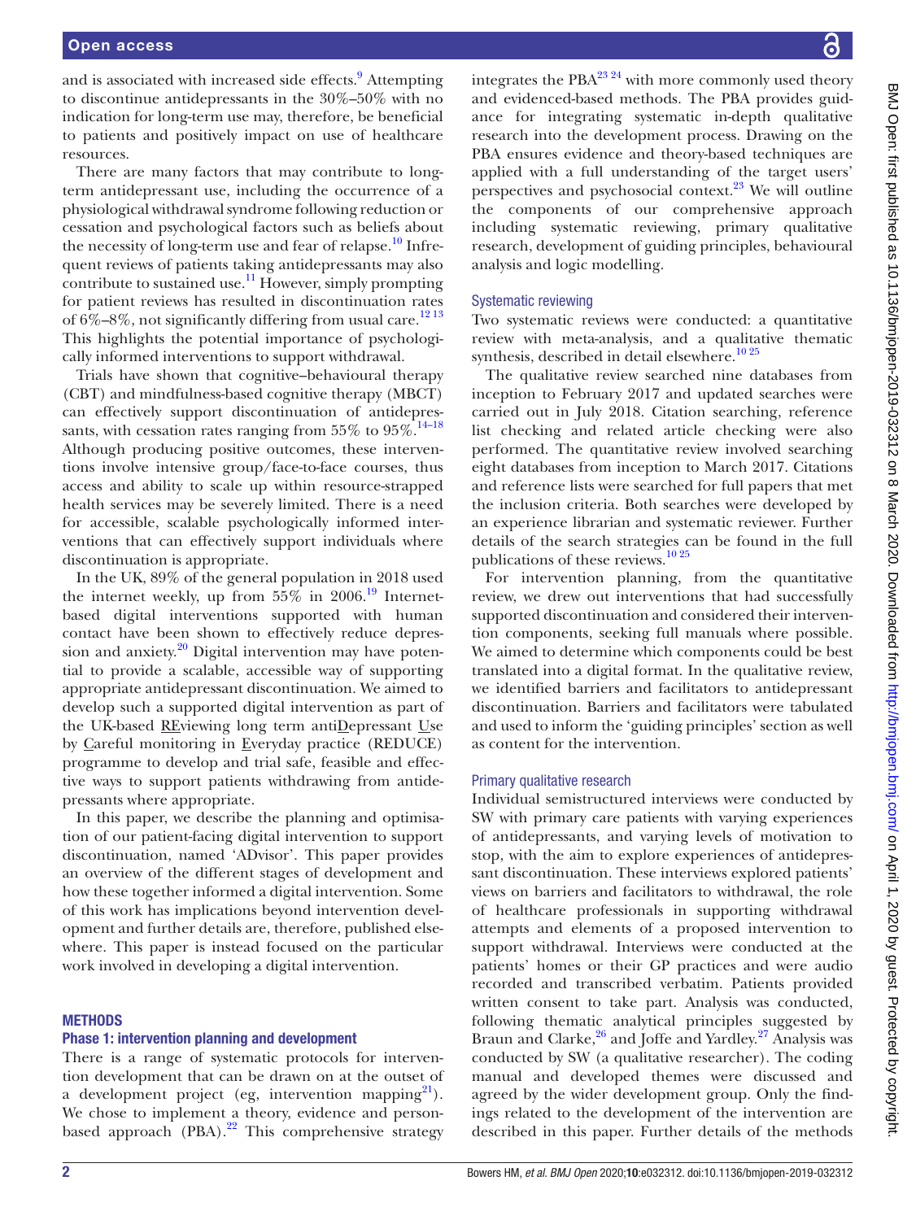and is associated with increased side effects.[9] Attempting to discontinue antidepressants in the 30%–50% with no indication for long-term use may, therefore, be beneficial to patients and positively impact on use of healthcare resources.

There are many factors that may contribute to long-term antidepressant use, including the occurrence of a physiological withdrawal syndrome following reduction or cessation and psychological factors such as beliefs about the necessity of long-term use and fear of relapse.[10] Infrequent reviews of patients taking antidepressants may also contribute to sustained use.[11] However, simply prompting for patient reviews has resulted in discontinuation rates of 6%–8%, not significantly differing from usual care.[12,13] This highlights the potential importance of psychologically informed interventions to support withdrawal.

Trials have shown that cognitive–behavioural therapy (CBT) and mindfulness-based cognitive therapy (MBCT) can effectively support discontinuation of antidepressants, with cessation rates ranging from 55% to 95%.[14–18] Although producing positive outcomes, these interventions involve intensive group/face-to-face courses, thus access and ability to scale up within resource-strapped health services may be severely limited. There is a need for accessible, scalable psychologically informed interventions that can effectively support individuals where discontinuation is appropriate.

In the UK, 89% of the general population in 2018 used the internet weekly, up from 55% in 2006.[19] Internet-based digital interventions supported with human contact have been shown to effectively reduce depression and anxiety.[20] Digital intervention may have potential to provide a scalable, accessible way of supporting appropriate antidepressant discontinuation. We aimed to develop such a supported digital intervention as part of the UK-based REviewing long term antiDepressant Use by Careful monitoring in Everyday practice (REDUCE) programme to develop and trial safe, feasible and effective ways to support patients withdrawing from antidepressants where appropriate.

In this paper, we describe the planning and optimisation of our patient-facing digital intervention to support discontinuation, named 'ADvisor'. This paper provides an overview of the different stages of development and how these together informed a digital intervention. Some of this work has implications beyond intervention development and further details are, therefore, published elsewhere. This paper is instead focused on the particular work involved in developing a digital intervention.

## METHODS

### Phase 1: intervention planning and development

There is a range of systematic protocols for intervention development that can be drawn on at the outset of a development project (eg, intervention mapping[21]). We chose to implement a theory, evidence and person-based approach (PBA).[22] This comprehensive strategy integrates the PBA[23,24] with more commonly used theory and evidenced-based methods. The PBA provides guidance for integrating systematic in-depth qualitative research into the development process. Drawing on the PBA ensures evidence and theory-based techniques are applied with a full understanding of the target users' perspectives and psychosocial context.[23] We will outline the components of our comprehensive approach including systematic reviewing, primary qualitative research, development of guiding principles, behavioural analysis and logic modelling.

#### Systematic reviewing

Two systematic reviews were conducted: a quantitative review with meta-analysis, and a qualitative thematic synthesis, described in detail elsewhere.[10,25]

The qualitative review searched nine databases from inception to February 2017 and updated searches were carried out in July 2018. Citation searching, reference list checking and related article checking were also performed. The quantitative review involved searching eight databases from inception to March 2017. Citations and reference lists were searched for full papers that met the inclusion criteria. Both searches were developed by an experience librarian and systematic reviewer. Further details of the search strategies can be found in the full publications of these reviews.[10,25]

For intervention planning, from the quantitative review, we drew out interventions that had successfully supported discontinuation and considered their intervention components, seeking full manuals where possible. We aimed to determine which components could be best translated into a digital format. In the qualitative review, we identified barriers and facilitators to antidepressant discontinuation. Barriers and facilitators were tabulated and used to inform the 'guiding principles' section as well as content for the intervention.

#### Primary qualitative research

Individual semistructured interviews were conducted by SW with primary care patients with varying experiences of antidepressants, and varying levels of motivation to stop, with the aim to explore experiences of antidepressant discontinuation. These interviews explored patients' views on barriers and facilitators to withdrawal, the role of healthcare professionals in supporting withdrawal attempts and elements of a proposed intervention to support withdrawal. Interviews were conducted at the patients' homes or their GP practices and were audio recorded and transcribed verbatim. Patients provided written consent to take part. Analysis was conducted, following thematic analytical principles suggested by Braun and Clarke,[26] and Joffe and Yardley.[27] Analysis was conducted by SW (a qualitative researcher). The coding manual and developed themes were discussed and agreed by the wider development group. Only the findings related to the development of the intervention are described in this paper. Further details of the methods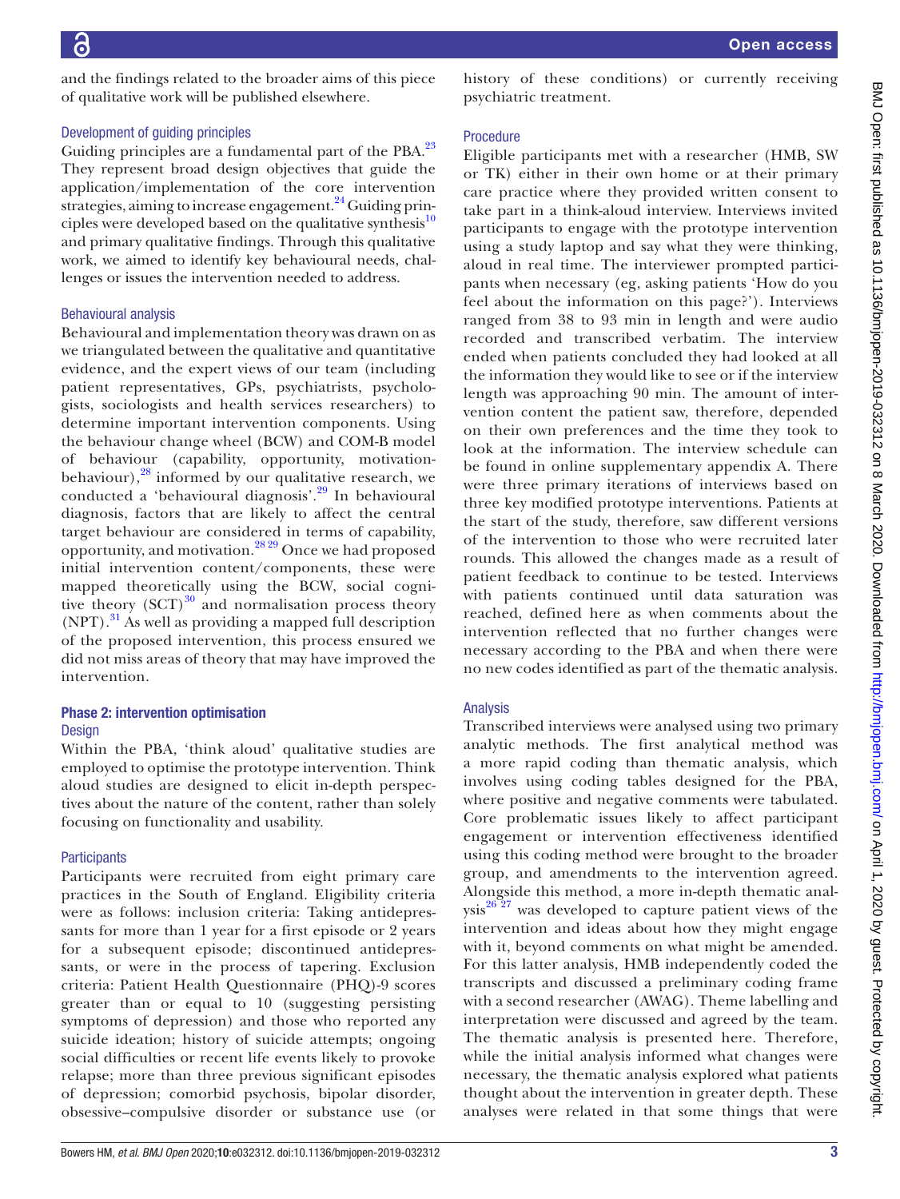and the findings related to the broader aims of this piece of qualitative work will be published elsewhere.

### Development of guiding principles

Guiding principles are a fundamental part of the PBA.[23] They represent broad design objectives that guide the application/implementation of the core intervention strategies, aiming to increase engagement.[24] Guiding principles were developed based on the qualitative synthesis[10] and primary qualitative findings. Through this qualitative work, we aimed to identify key behavioural needs, challenges or issues the intervention needed to address.

### Behavioural analysis

Behavioural and implementation theory was drawn on as we triangulated between the qualitative and quantitative evidence, and the expert views of our team (including patient representatives, GPs, psychiatrists, psychologists, sociologists and health services researchers) to determine important intervention components. Using the behaviour change wheel (BCW) and COM-B model of behaviour (capability, opportunity, motivation-behaviour),[28] informed by our qualitative research, we conducted a 'behavioural diagnosis'.[29] In behavioural diagnosis, factors that are likely to affect the central target behaviour are considered in terms of capability, opportunity, and motivation.[28,29] Once we had proposed initial intervention content/components, these were mapped theoretically using the BCW, social cognitive theory (SCT)[30] and normalisation process theory (NPT).[31] As well as providing a mapped full description of the proposed intervention, this process ensured we did not miss areas of theory that may have improved the intervention.

## Phase 2: intervention optimisation

### Design

Within the PBA, 'think aloud' qualitative studies are employed to optimise the prototype intervention. Think aloud studies are designed to elicit in-depth perspectives about the nature of the content, rather than solely focusing on functionality and usability.

### Participants

Participants were recruited from eight primary care practices in the South of England. Eligibility criteria were as follows: inclusion criteria: Taking antidepressants for more than 1 year for a first episode or 2 years for a subsequent episode; discontinued antidepressants, or were in the process of tapering. Exclusion criteria: Patient Health Questionnaire (PHQ)-9 scores greater than or equal to 10 (suggesting persisting symptoms of depression) and those who reported any suicide ideation; history of suicide attempts; ongoing social difficulties or recent life events likely to provoke relapse; more than three previous significant episodes of depression; comorbid psychosis, bipolar disorder, obsessive–compulsive disorder or substance use (or history of these conditions) or currently receiving psychiatric treatment.

### Procedure

Eligible participants met with a researcher (HMB, SW or TK) either in their own home or at their primary care practice where they provided written consent to take part in a think-aloud interview. Interviews invited participants to engage with the prototype intervention using a study laptop and say what they were thinking, aloud in real time. The interviewer prompted participants when necessary (eg, asking patients 'How do you feel about the information on this page?'). Interviews ranged from 38 to 93 min in length and were audio recorded and transcribed verbatim. The interview ended when patients concluded they had looked at all the information they would like to see or if the interview length was approaching 90 min. The amount of intervention content the patient saw, therefore, depended on their own preferences and the time they took to look at the information. The interview schedule can be found in online supplementary appendix A. There were three primary iterations of interviews based on three key modified prototype interventions. Patients at the start of the study, therefore, saw different versions of the intervention to those who were recruited later rounds. This allowed the changes made as a result of patient feedback to continue to be tested. Interviews with patients continued until data saturation was reached, defined here as when comments about the intervention reflected that no further changes were necessary according to the PBA and when there were no new codes identified as part of the thematic analysis.

### Analysis

Transcribed interviews were analysed using two primary analytic methods. The first analytical method was a more rapid coding than thematic analysis, which involves using coding tables designed for the PBA, where positive and negative comments were tabulated. Core problematic issues likely to affect participant engagement or intervention effectiveness identified using this coding method were brought to the broader group, and amendments to the intervention agreed. Alongside this method, a more in-depth thematic analysis[26,27] was developed to capture patient views of the intervention and ideas about how they might engage with it, beyond comments on what might be amended. For this latter analysis, HMB independently coded the transcripts and discussed a preliminary coding frame with a second researcher (AWAG). Theme labelling and interpretation were discussed and agreed by the team. The thematic analysis is presented here. Therefore, while the initial analysis informed what changes were necessary, the thematic analysis explored what patients thought about the intervention in greater depth. These analyses were related in that some things that were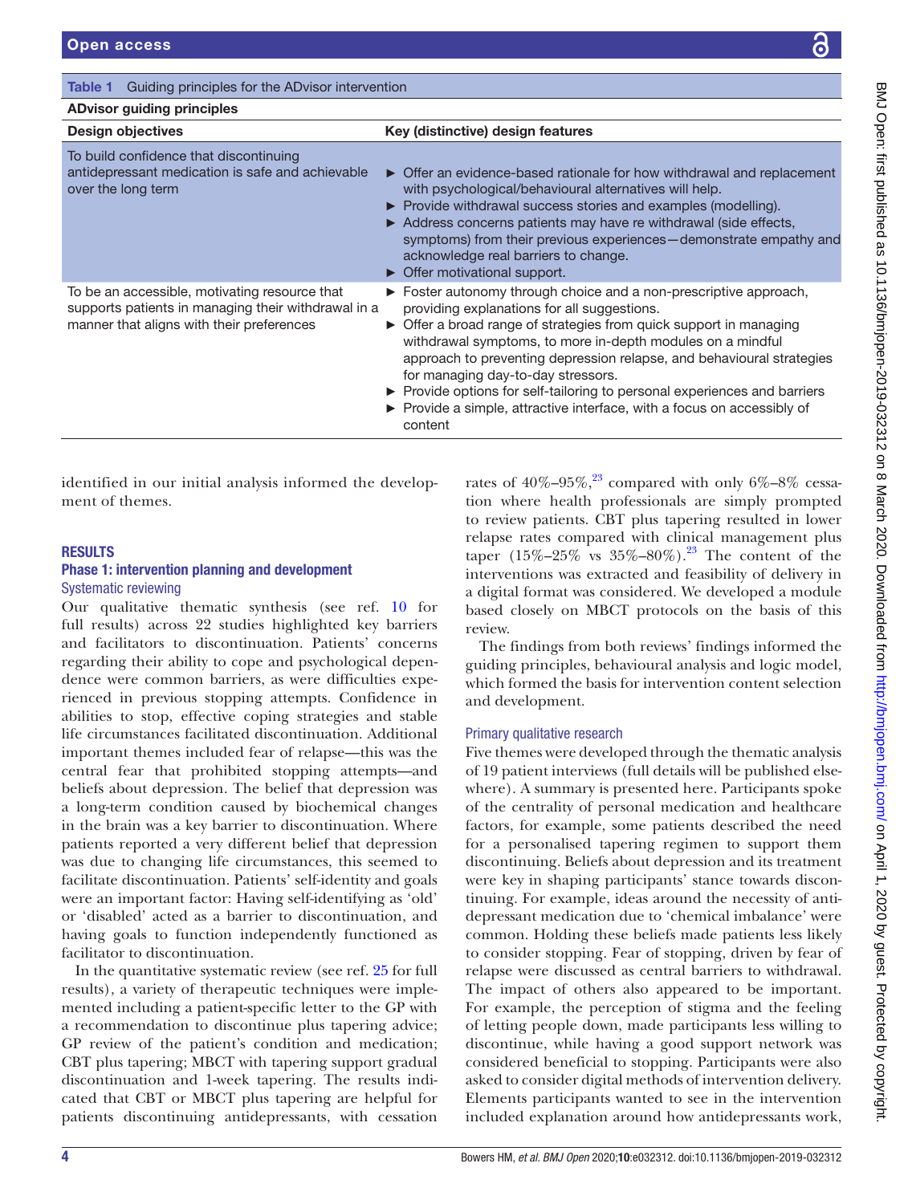**Table 1** Guiding principles for the ADvisor intervention

| ADvisor guiding principles | |
|---|---|
| **Design objectives** | **Key (distinctive) design features** |
| To build confidence that discontinuing antidepressant medication is safe and achievable over the long term | ► Offer an evidence-based rationale for how withdrawal and replacement with psychological/behavioural alternatives will help.<br>► Provide withdrawal success stories and examples (modelling).<br>► Address concerns patients may have re withdrawal (side effects, symptoms) from their previous experiences—demonstrate empathy and acknowledge real barriers to change.<br>► Offer motivational support. |
| To be an accessible, motivating resource that supports patients in managing their withdrawal in a manner that aligns with their preferences | ► Foster autonomy through choice and a non-prescriptive approach, providing explanations for all suggestions.<br>► Offer a broad range of strategies from quick support in managing withdrawal symptoms, to more in-depth modules on a mindful approach to preventing depression relapse, and behavioural strategies for managing day-to-day stressors.<br>► Provide options for self-tailoring to personal experiences and barriers<br>► Provide a simple, attractive interface, with a focus on accessibly of content |

identified in our initial analysis informed the development of themes.

## RESULTS

### Phase 1: intervention planning and development

#### Systematic reviewing

Our qualitative thematic synthesis (see ref. 10 for full results) across 22 studies highlighted key barriers and facilitators to discontinuation. Patients' concerns regarding their ability to cope and psychological dependence were common barriers, as were difficulties experienced in previous stopping attempts. Confidence in abilities to stop, effective coping strategies and stable life circumstances facilitated discontinuation. Additional important themes included fear of relapse—this was the central fear that prohibited stopping attempts—and beliefs about depression. The belief that depression was a long-term condition caused by biochemical changes in the brain was a key barrier to discontinuation. Where patients reported a very different belief that depression was due to changing life circumstances, this seemed to facilitate discontinuation. Patients' self-identity and goals were an important factor: Having self-identifying as 'old' or 'disabled' acted as a barrier to discontinuation, and having goals to function independently functioned as facilitator to discontinuation.

In the quantitative systematic review (see ref. 25 for full results), a variety of therapeutic techniques were implemented including a patient-specific letter to the GP with a recommendation to discontinue plus tapering advice; GP review of the patient's condition and medication; CBT plus tapering; MBCT with tapering support gradual discontinuation and 1-week tapering. The results indicated that CBT or MBCT plus tapering are helpful for patients discontinuing antidepressants, with cessation rates of 40%–95%,[23] compared with only 6%–8% cessation where health professionals are simply prompted to review patients. CBT plus tapering resulted in lower relapse rates compared with clinical management plus taper (15%–25% vs 35%–80%).[23] The content of the interventions was extracted and feasibility of delivery in a digital format was considered. We developed a module based closely on MBCT protocols on the basis of this review.

The findings from both reviews' findings informed the guiding principles, behavioural analysis and logic model, which formed the basis for intervention content selection and development.

#### Primary qualitative research

Five themes were developed through the thematic analysis of 19 patient interviews (full details will be published elsewhere). A summary is presented here. Participants spoke of the centrality of personal medication and healthcare factors, for example, some patients described the need for a personalised tapering regimen to support them discontinuing. Beliefs about depression and its treatment were key in shaping participants' stance towards discontinuing. For example, ideas around the necessity of antidepressant medication due to 'chemical imbalance' were common. Holding these beliefs made patients less likely to consider stopping. Fear of stopping, driven by fear of relapse were discussed as central barriers to withdrawal. The impact of others also appeared to be important. For example, the perception of stigma and the feeling of letting people down, made participants less willing to discontinue, while having a good support network was considered beneficial to stopping. Participants were also asked to consider digital methods of intervention delivery. Elements participants wanted to see in the intervention included explanation around how antidepressants work,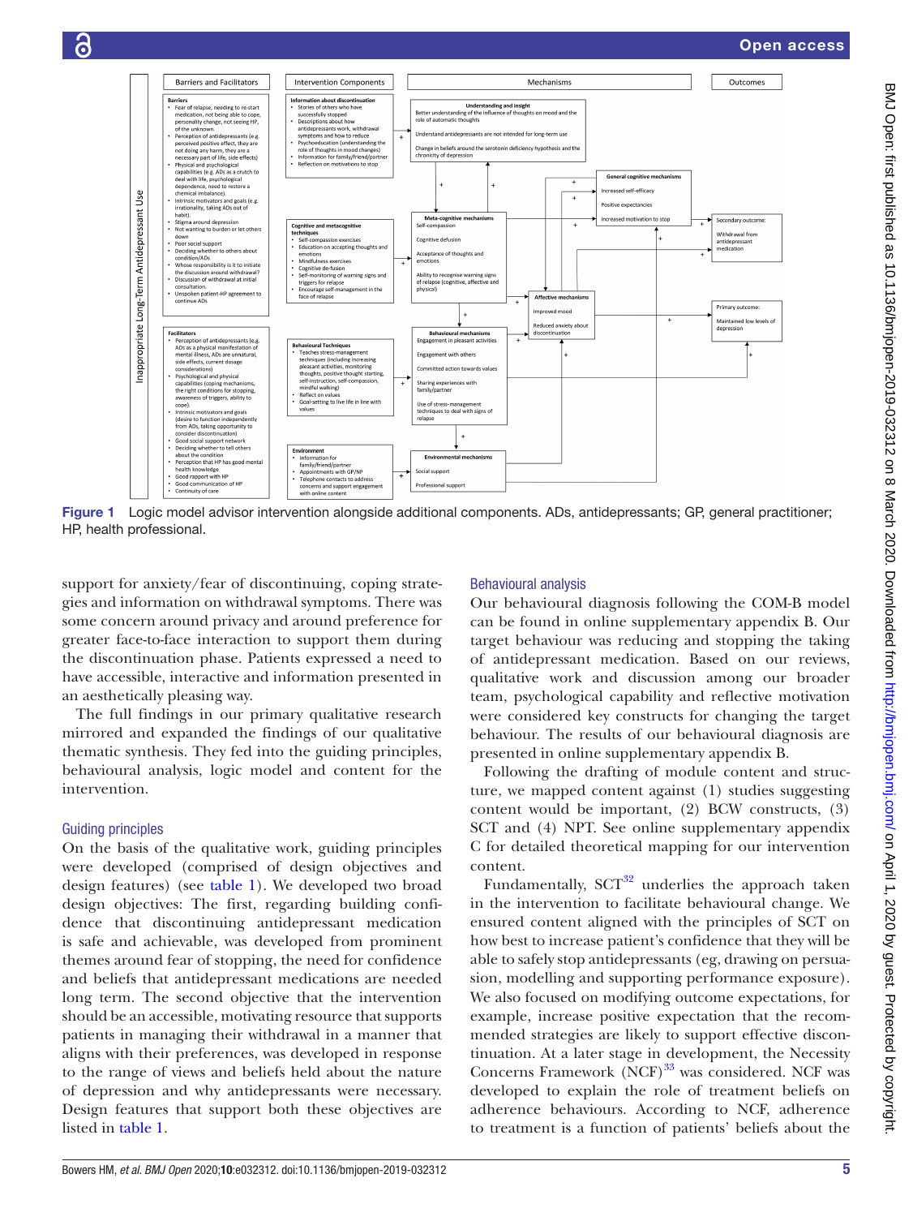**Figure 1** Logic model advisor intervention alongside additional components. ADs, antidepressants; GP, general practitioner; HP, health professional.

support for anxiety/fear of discontinuing, coping strategies and information on withdrawal symptoms. There was some concern around privacy and around preference for greater face-to-face interaction to support them during the discontinuation phase. Patients expressed a need to have accessible, interactive and information presented in an aesthetically pleasing way.

The full findings in our primary qualitative research mirrored and expanded the findings of our qualitative thematic synthesis. They fed into the guiding principles, behavioural analysis, logic model and content for the intervention.

## Guiding principles

On the basis of the qualitative work, guiding principles were developed (comprised of design objectives and design features) (see table 1). We developed two broad design objectives: The first, regarding building confidence that discontinuing antidepressant medication is safe and achievable, was developed from prominent themes around fear of stopping, the need for confidence and beliefs that antidepressant medications are needed long term. The second objective that the intervention should be an accessible, motivating resource that supports patients in managing their withdrawal in a manner that aligns with their preferences, was developed in response to the range of views and beliefs held about the nature of depression and why antidepressants were necessary. Design features that support both these objectives are listed in table 1.

## Behavioural analysis

Our behavioural diagnosis following the COM-B model can be found in online supplementary appendix B. Our target behaviour was reducing and stopping the taking of antidepressant medication. Based on our reviews, qualitative work and discussion among our broader team, psychological capability and reflective motivation were considered key constructs for changing the target behaviour. The results of our behavioural diagnosis are presented in online supplementary appendix B.

Following the drafting of module content and structure, we mapped content against (1) studies suggesting content would be important, (2) BCW constructs, (3) SCT and (4) NPT. See online supplementary appendix C for detailed theoretical mapping for our intervention content.

Fundamentally, SCT[32] underlies the approach taken in the intervention to facilitate behavioural change. We ensured content aligned with the principles of SCT on how best to increase patient's confidence that they will be able to safely stop antidepressants (eg, drawing on persuasion, modelling and supporting performance exposure). We also focused on modifying outcome expectations, for example, increase positive expectation that the recommended strategies are likely to support effective discontinuation. At a later stage in development, the Necessity Concerns Framework (NCF)[33] was considered. NCF was developed to explain the role of treatment beliefs on adherence behaviours. According to NCF, adherence to treatment is a function of patients' beliefs about the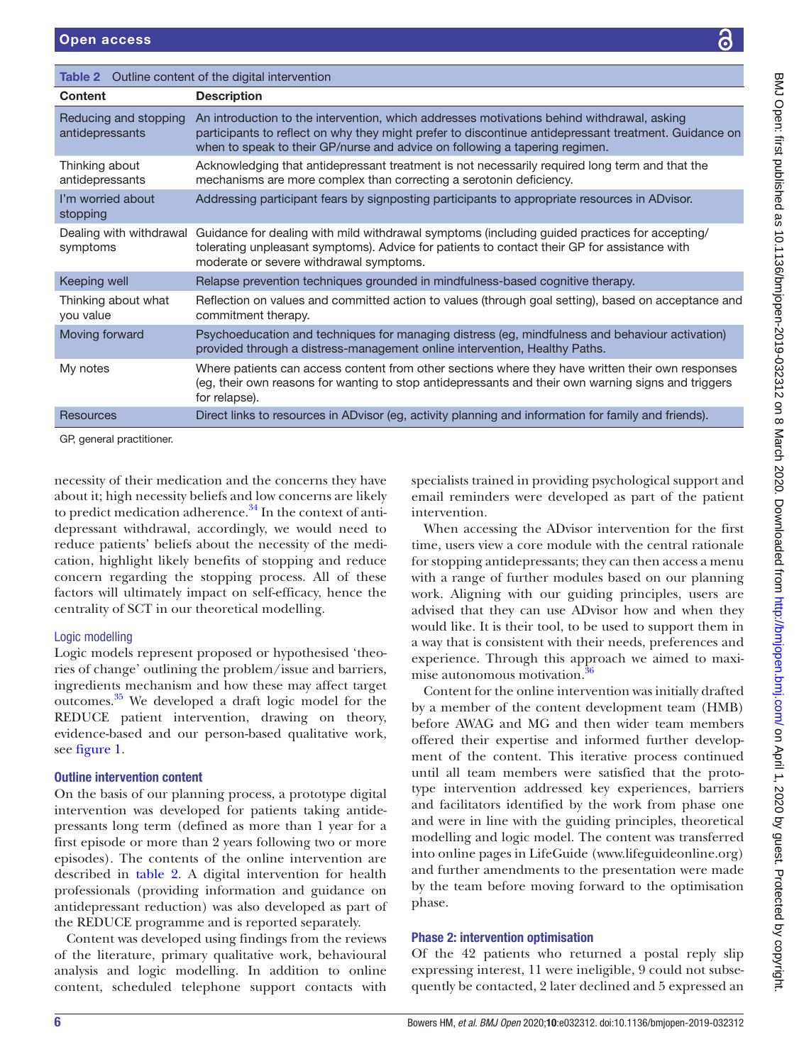**Table 2** Outline content of the digital intervention

| Content | Description |
|---|---|
| Reducing and stopping antidepressants | An introduction to the intervention, which addresses motivations behind withdrawal, asking participants to reflect on why they might prefer to discontinue antidepressant treatment. Guidance on when to speak to their GP/nurse and advice on following a tapering regimen. |
| Thinking about antidepressants | Acknowledging that antidepressant treatment is not necessarily required long term and that the mechanisms are more complex than correcting a serotonin deficiency. |
| I'm worried about stopping | Addressing participant fears by signposting participants to appropriate resources in ADvisor. |
| Dealing with withdrawal symptoms | Guidance for dealing with mild withdrawal symptoms (including guided practices for accepting/tolerating unpleasant symptoms). Advice for patients to contact their GP for assistance with moderate or severe withdrawal symptoms. |
| Keeping well | Relapse prevention techniques grounded in mindfulness-based cognitive therapy. |
| Thinking about what you value | Reflection on values and committed action to values (through goal setting), based on acceptance and commitment therapy. |
| Moving forward | Psychoeducation and techniques for managing distress (eg, mindfulness and behaviour activation) provided through a distress-management online intervention, Healthy Paths. |
| My notes | Where patients can access content from other sections where they have written their own responses (eg, their own reasons for wanting to stop antidepressants and their own warning signs and triggers for relapse). |
| Resources | Direct links to resources in ADvisor (eg, activity planning and information for family and friends). |

GP, general practitioner.

necessity of their medication and the concerns they have about it; high necessity beliefs and low concerns are likely to predict medication adherence.[34] In the context of antidepressant withdrawal, accordingly, we would need to reduce patients' beliefs about the necessity of the medication, highlight likely benefits of stopping and reduce concern regarding the stopping process. All of these factors will ultimately impact on self-efficacy, hence the centrality of SCT in our theoretical modelling.

### Logic modelling

Logic models represent proposed or hypothesised 'theories of change' outlining the problem/issue and barriers, ingredients mechanism and how these may affect target outcomes.[35] We developed a draft logic model for the REDUCE patient intervention, drawing on theory, evidence-based and our person-based qualitative work, see figure 1.

## Outline intervention content

On the basis of our planning process, a prototype digital intervention was developed for patients taking antidepressants long term (defined as more than 1 year for a first episode or more than 2 years following two or more episodes). The contents of the online intervention are described in table 2. A digital intervention for health professionals (providing information and guidance on antidepressant reduction) was also developed as part of the REDUCE programme and is reported separately.

Content was developed using findings from the reviews of the literature, primary qualitative work, behavioural analysis and logic modelling. In addition to online content, scheduled telephone support contacts with specialists trained in providing psychological support and email reminders were developed as part of the patient intervention.

When accessing the ADvisor intervention for the first time, users view a core module with the central rationale for stopping antidepressants; they can then access a menu with a range of further modules based on our planning work. Aligning with our guiding principles, users are advised that they can use ADvisor how and when they would like. It is their tool, to be used to support them in a way that is consistent with their needs, preferences and experience. Through this approach we aimed to maximise autonomous motivation.[36]

Content for the online intervention was initially drafted by a member of the content development team (HMB) before AWAG and MG and then wider team members offered their expertise and informed further development of the content. This iterative process continued until all team members were satisfied that the prototype intervention addressed key experiences, barriers and facilitators identified by the work from phase one and were in line with the guiding principles, theoretical modelling and logic model. The content was transferred into online pages in LifeGuide (www.lifeguideonline.org) and further amendments to the presentation were made by the team before moving forward to the optimisation phase.

## Phase 2: intervention optimisation

Of the 42 patients who returned a postal reply slip expressing interest, 11 were ineligible, 9 could not subsequently be contacted, 2 later declined and 5 expressed an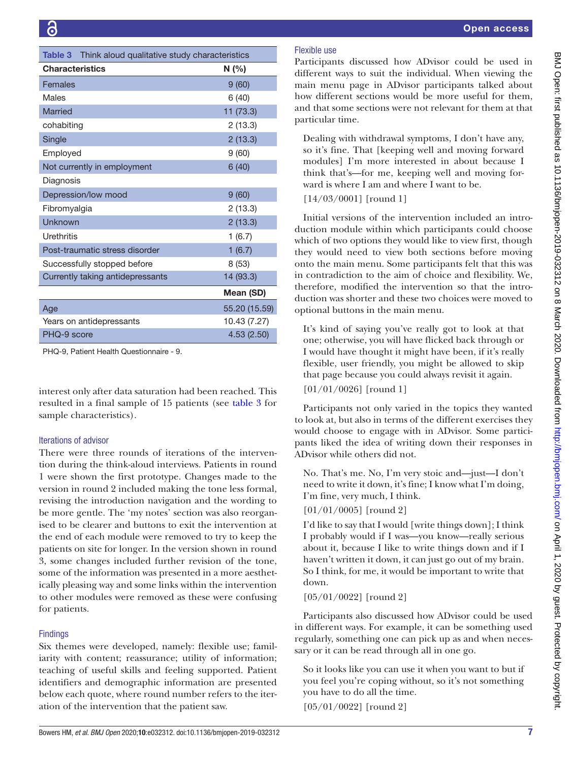**Table 3** Think aloud qualitative study characteristics

| Characteristics | N (%) |
|---|---|
| Females | 9 (60) |
| Males | 6 (40) |
| Married | 11 (73.3) |
| cohabiting | 2 (13.3) |
| Single | 2 (13.3) |
| Employed | 9 (60) |
| Not currently in employment | 6 (40) |
| Diagnosis | |
| Depression/low mood | 9 (60) |
| Fibromyalgia | 2 (13.3) |
| Unknown | 2 (13.3) |
| Urethritis | 1 (6.7) |
| Post-traumatic stress disorder | 1 (6.7) |
| Successfully stopped before | 8 (53) |
| Currently taking antidepressants | 14 (93.3) |
| | **Mean (SD)** |
| Age | 55.20 (15.59) |
| Years on antidepressants | 10.43 (7.27) |
| PHQ-9 score | 4.53 (2.50) |

PHQ-9, Patient Health Questionnaire - 9.

interest only after data saturation had been reached. This resulted in a final sample of 15 patients (see table 3 for sample characteristics).

### Iterations of advisor

There were three rounds of iterations of the intervention during the think-aloud interviews. Patients in round 1 were shown the first prototype. Changes made to the version in round 2 included making the tone less formal, revising the introduction navigation and the wording to be more gentle. The 'my notes' section was also reorganised to be clearer and buttons to exit the intervention at the end of each module were removed to try to keep the patients on site for longer. In the version shown in round 3, some changes included further revision of the tone, some of the information was presented in a more aesthetically pleasing way and some links within the intervention to other modules were removed as these were confusing for patients.

### Findings

Six themes were developed, namely: flexible use; familiarity with content; reassurance; utility of information; teaching of useful skills and feeling supported. Patient identifiers and demographic information are presented below each quote, where round number refers to the iteration of the intervention that the patient saw.

### Flexible use

Participants discussed how ADvisor could be used in different ways to suit the individual. When viewing the main menu page in ADvisor participants talked about how different sections would be more useful for them, and that some sections were not relevant for them at that particular time.

> Dealing with withdrawal symptoms, I don't have any, so it's fine. That [keeping well and moving forward modules] I'm more interested in about because I think that's—for me, keeping well and moving forward is where I am and where I want to be.
>
> [14/03/0001] [round 1]

Initial versions of the intervention included an introduction module within which participants could choose which of two options they would like to view first, though they would need to view both sections before moving onto the main menu. Some participants felt that this was in contradiction to the aim of choice and flexibility. We, therefore, modified the intervention so that the introduction was shorter and these two choices were moved to optional buttons in the main menu.

> It's kind of saying you've really got to look at that one; otherwise, you will have flicked back through or I would have thought it might have been, if it's really flexible, user friendly, you might be allowed to skip that page because you could always revisit it again.
>
> [01/01/0026] [round 1]

Participants not only varied in the topics they wanted to look at, but also in terms of the different exercises they would choose to engage with in ADvisor. Some participants liked the idea of writing down their responses in ADvisor while others did not.

> No. That's me. No, I'm very stoic and—just—I don't need to write it down, it's fine; I know what I'm doing, I'm fine, very much, I think.
>
> [01/01/0005] [round 2]

> I'd like to say that I would [write things down]; I think I probably would if I was—you know—really serious about it, because I like to write things down and if I haven't written it down, it can just go out of my brain. So I think, for me, it would be important to write that down.
>
> [05/01/0022] [round 2]

Participants also discussed how ADvisor could be used in different ways. For example, it can be something used regularly, something one can pick up as and when necessary or it can be read through all in one go.

> So it looks like you can use it when you want to but if you feel you're coping without, so it's not something you have to do all the time.
>
> [05/01/0022] [round 2]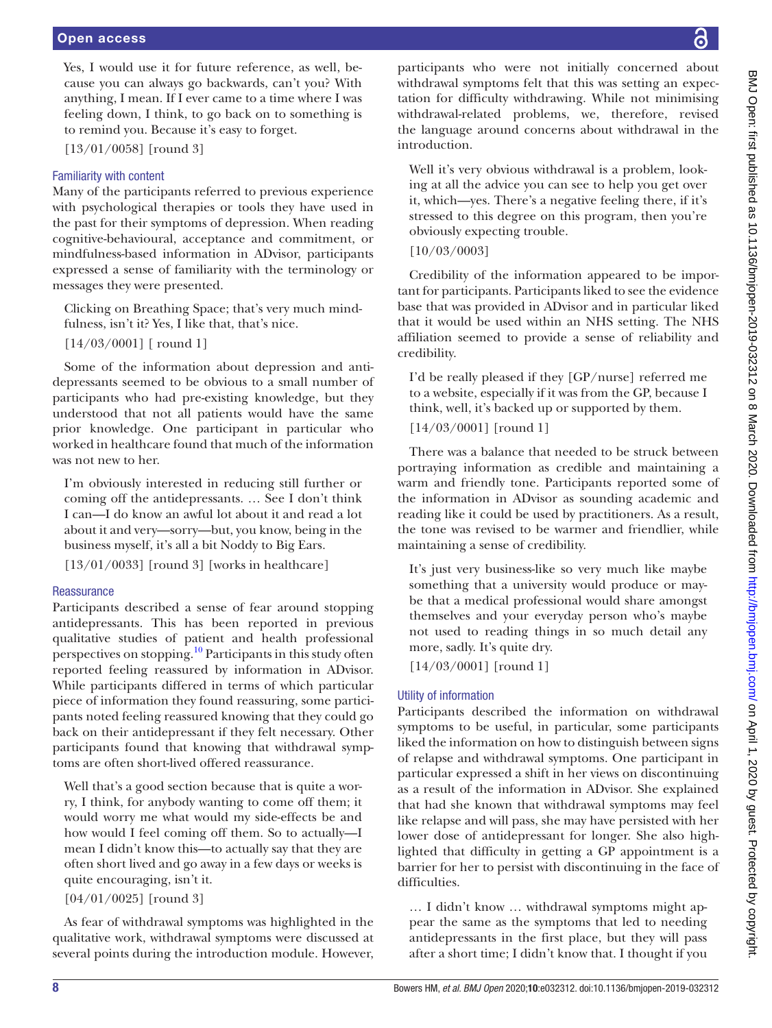> Yes, I would use it for future reference, as well, because you can always go backwards, can't you? With anything, I mean. If I ever came to a time where I was feeling down, I think, to go back on to something is to remind you. Because it's easy to forget.
>
> [13/01/0058] [round 3]

### Familiarity with content

Many of the participants referred to previous experience with psychological therapies or tools they have used in the past for their symptoms of depression. When reading cognitive-behavioural, acceptance and commitment, or mindfulness-based information in ADvisor, participants expressed a sense of familiarity with the terminology or messages they were presented.

> Clicking on Breathing Space; that's very much mindfulness, isn't it? Yes, I like that, that's nice.
>
> [14/03/0001] [ round 1]

Some of the information about depression and antidepressants seemed to be obvious to a small number of participants who had pre-existing knowledge, but they understood that not all patients would have the same prior knowledge. One participant in particular who worked in healthcare found that much of the information was not new to her.

> I'm obviously interested in reducing still further or coming off the antidepressants. … See I don't think I can—I do know an awful lot about it and read a lot about it and very—sorry—but, you know, being in the business myself, it's all a bit Noddy to Big Ears.
>
> [13/01/0033] [round 3] [works in healthcare]

### Reassurance

Participants described a sense of fear around stopping antidepressants. This has been reported in previous qualitative studies of patient and health professional perspectives on stopping.[10] Participants in this study often reported feeling reassured by information in ADvisor. While participants differed in terms of which particular piece of information they found reassuring, some participants noted feeling reassured knowing that they could go back on their antidepressant if they felt necessary. Other participants found that knowing that withdrawal symptoms are often short-lived offered reassurance.

> Well that's a good section because that is quite a worry, I think, for anybody wanting to come off them; it would worry me what would my side-effects be and how would I feel coming off them. So to actually—I mean I didn't know this—to actually say that they are often short lived and go away in a few days or weeks is quite encouraging, isn't it.
>
> [04/01/0025] [round 3]

As fear of withdrawal symptoms was highlighted in the qualitative work, withdrawal symptoms were discussed at several points during the introduction module. However, participants who were not initially concerned about withdrawal symptoms felt that this was setting an expectation for difficulty withdrawing. While not minimising withdrawal-related problems, we, therefore, revised the language around concerns about withdrawal in the introduction.

> Well it's very obvious withdrawal is a problem, looking at all the advice you can see to help you get over it, which—yes. There's a negative feeling there, if it's stressed to this degree on this program, then you're obviously expecting trouble.
>
> [10/03/0003]

Credibility of the information appeared to be important for participants. Participants liked to see the evidence base that was provided in ADvisor and in particular liked that it would be used within an NHS setting. The NHS affiliation seemed to provide a sense of reliability and credibility.

> I'd be really pleased if they [GP/nurse] referred me to a website, especially if it was from the GP, because I think, well, it's backed up or supported by them.
>
> [14/03/0001] [round 1]

There was a balance that needed to be struck between portraying information as credible and maintaining a warm and friendly tone. Participants reported some of the information in ADvisor as sounding academic and reading like it could be used by practitioners. As a result, the tone was revised to be warmer and friendlier, while maintaining a sense of credibility.

> It's just very business-like so very much like maybe something that a university would produce or maybe that a medical professional would share amongst themselves and your everyday person who's maybe not used to reading things in so much detail any more, sadly. It's quite dry.
>
> [14/03/0001] [round 1]

### Utility of information

Participants described the information on withdrawal symptoms to be useful, in particular, some participants liked the information on how to distinguish between signs of relapse and withdrawal symptoms. One participant in particular expressed a shift in her views on discontinuing as a result of the information in ADvisor. She explained that had she known that withdrawal symptoms may feel like relapse and will pass, she may have persisted with her lower dose of antidepressant for longer. She also highlighted that difficulty in getting a GP appointment is a barrier for her to persist with discontinuing in the face of difficulties.

> … I didn't know … withdrawal symptoms might appear the same as the symptoms that led to needing antidepressants in the first place, but they will pass after a short time; I didn't know that. I thought if you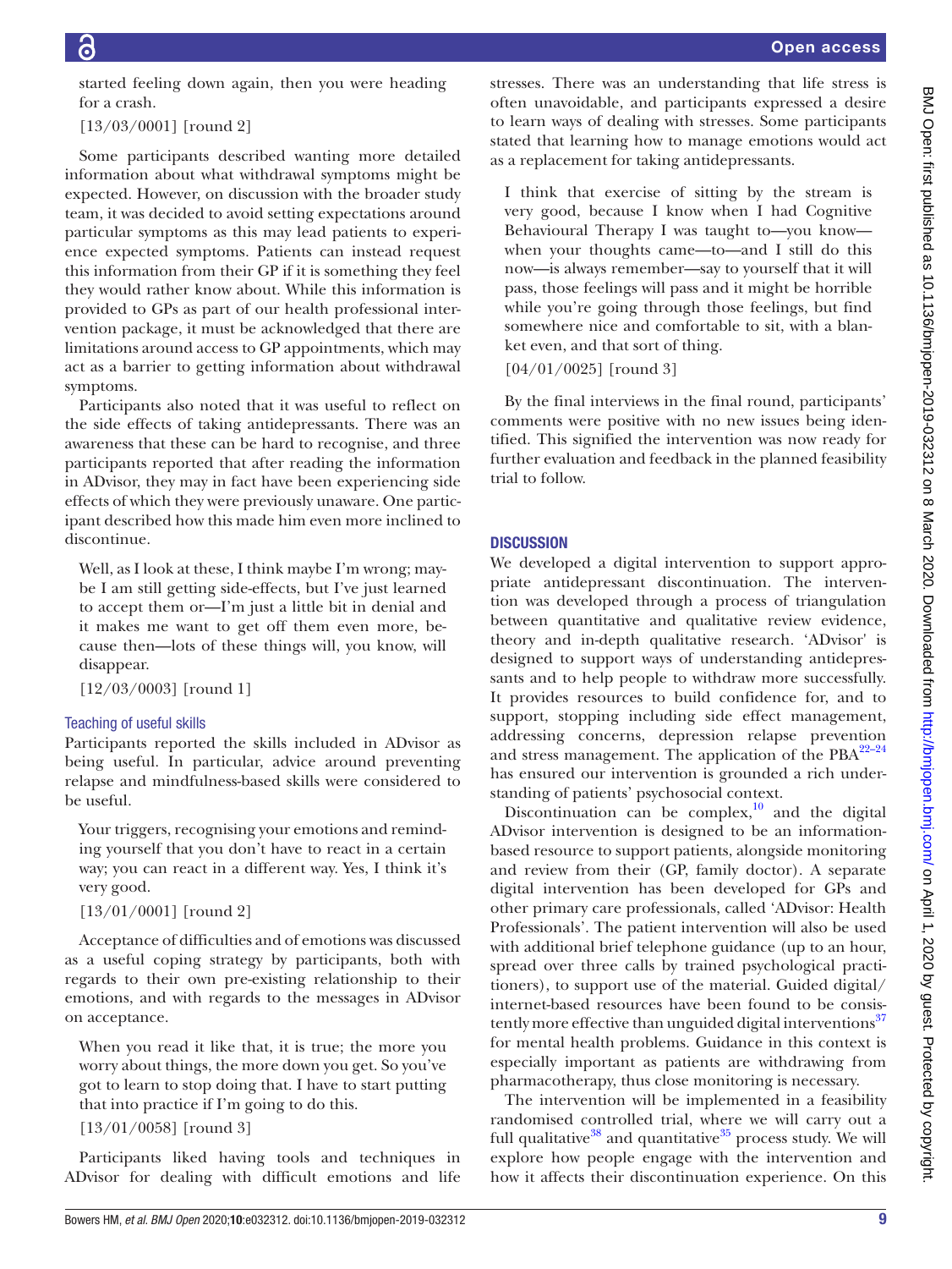started feeling down again, then you were heading for a crash.

[13/03/0001] [round 2]

Some participants described wanting more detailed information about what withdrawal symptoms might be expected. However, on discussion with the broader study team, it was decided to avoid setting expectations around particular symptoms as this may lead patients to experience expected symptoms. Patients can instead request this information from their GP if it is something they feel they would rather know about. While this information is provided to GPs as part of our health professional intervention package, it must be acknowledged that there are limitations around access to GP appointments, which may act as a barrier to getting information about withdrawal symptoms.

Participants also noted that it was useful to reflect on the side effects of taking antidepressants. There was an awareness that these can be hard to recognise, and three participants reported that after reading the information in ADvisor, they may in fact have been experiencing side effects of which they were previously unaware. One participant described how this made him even more inclined to discontinue.

> Well, as I look at these, I think maybe I'm wrong; maybe I am still getting side-effects, but I've just learned to accept them or—I'm just a little bit in denial and it makes me want to get off them even more, because then—lots of these things will, you know, will disappear.
>
> [12/03/0003] [round 1]

### Teaching of useful skills

Participants reported the skills included in ADvisor as being useful. In particular, advice around preventing relapse and mindfulness-based skills were considered to be useful.

> Your triggers, recognising your emotions and reminding yourself that you don't have to react in a certain way; you can react in a different way. Yes, I think it's very good.
>
> [13/01/0001] [round 2]

Acceptance of difficulties and of emotions was discussed as a useful coping strategy by participants, both with regards to their own pre-existing relationship to their emotions, and with regards to the messages in ADvisor on acceptance.

> When you read it like that, it is true; the more you worry about things, the more down you get. So you've got to learn to stop doing that. I have to start putting that into practice if I'm going to do this.
>
> [13/01/0058] [round 3]

Participants liked having tools and techniques in ADvisor for dealing with difficult emotions and life stresses. There was an understanding that life stress is often unavoidable, and participants expressed a desire to learn ways of dealing with stresses. Some participants stated that learning how to manage emotions would act as a replacement for taking antidepressants.

> I think that exercise of sitting by the stream is very good, because I know when I had Cognitive Behavioural Therapy I was taught to—you know—when your thoughts came—to—and I still do this now—is always remember—say to yourself that it will pass, those feelings will pass and it might be horrible while you're going through those feelings, but find somewhere nice and comfortable to sit, with a blanket even, and that sort of thing.
>
> [04/01/0025] [round 3]

By the final interviews in the final round, participants' comments were positive with no new issues being identified. This signified the intervention was now ready for further evaluation and feedback in the planned feasibility trial to follow.

## DISCUSSION

We developed a digital intervention to support appropriate antidepressant discontinuation. The intervention was developed through a process of triangulation between quantitative and qualitative review evidence, theory and in-depth qualitative research. 'ADvisor' is designed to support ways of understanding antidepressants and to help people to withdraw more successfully. It provides resources to build confidence for, and to support, stopping including side effect management, addressing concerns, depression relapse prevention and stress management. The application of the PBA[22–24] has ensured our intervention is grounded a rich understanding of patients' psychosocial context.

Discontinuation can be complex,[10] and the digital ADvisor intervention is designed to be an information-based resource to support patients, alongside monitoring and review from their (GP, family doctor). A separate digital intervention has been developed for GPs and other primary care professionals, called 'ADvisor: Health Professionals'. The patient intervention will also be used with additional brief telephone guidance (up to an hour, spread over three calls by trained psychological practitioners), to support use of the material. Guided digital/internet-based resources have been found to be consistently more effective than unguided digital interventions[37] for mental health problems. Guidance in this context is especially important as patients are withdrawing from pharmacotherapy, thus close monitoring is necessary.

The intervention will be implemented in a feasibility randomised controlled trial, where we will carry out a full qualitative[38] and quantitative[35] process study. We will explore how people engage with the intervention and how it affects their discontinuation experience. On this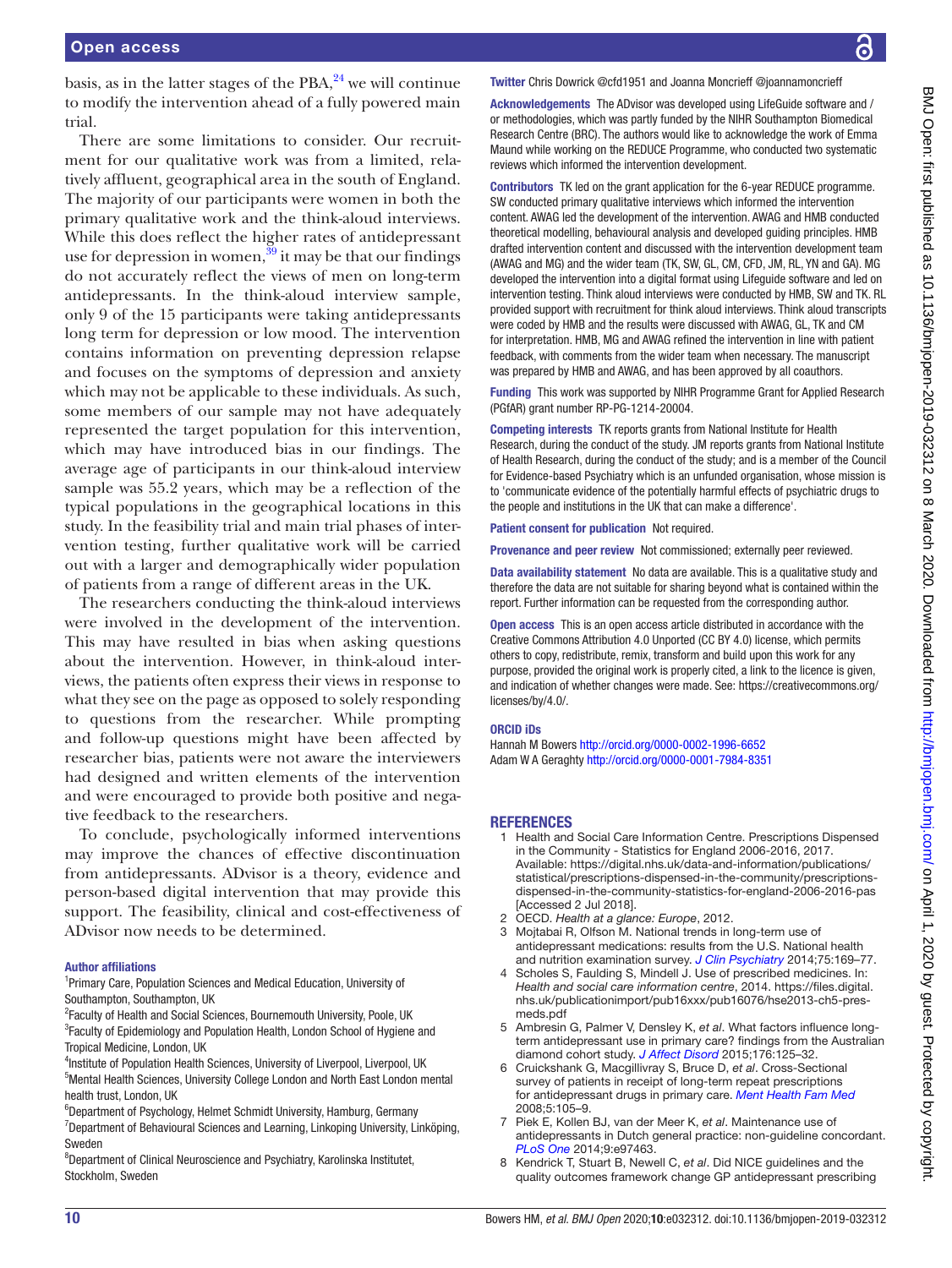basis, as in the latter stages of the PBA,[24] we will continue to modify the intervention ahead of a fully powered main trial.

There are some limitations to consider. Our recruitment for our qualitative work was from a limited, relatively affluent, geographical area in the south of England. The majority of our participants were women in both the primary qualitative work and the think-aloud interviews. While this does reflect the higher rates of antidepressant use for depression in women,[39] it may be that our findings do not accurately reflect the views of men on long-term antidepressants. In the think-aloud interview sample, only 9 of the 15 participants were taking antidepressants long term for depression or low mood. The intervention contains information on preventing depression relapse and focuses on the symptoms of depression and anxiety which may not be applicable to these individuals. As such, some members of our sample may not have adequately represented the target population for this intervention, which may have introduced bias in our findings. The average age of participants in our think-aloud interview sample was 55.2 years, which may be a reflection of the typical populations in the geographical locations in this study. In the feasibility trial and main trial phases of intervention testing, further qualitative work will be carried out with a larger and demographically wider population of patients from a range of different areas in the UK.

The researchers conducting the think-aloud interviews were involved in the development of the intervention. This may have resulted in bias when asking questions about the intervention. However, in think-aloud interviews, the patients often express their views in response to what they see on the page as opposed to solely responding to questions from the researcher. While prompting and follow-up questions might have been affected by researcher bias, patients were not aware the interviewers had designed and written elements of the intervention and were encouraged to provide both positive and negative feedback to the researchers.

To conclude, psychologically informed interventions may improve the chances of effective discontinuation from antidepressants. ADvisor is a theory, evidence and person-based digital intervention that may provide this support. The feasibility, clinical and cost-effectiveness of ADvisor now needs to be determined.

#### Author affiliations

[1]Primary Care, Population Sciences and Medical Education, University of Southampton, Southampton, UK
[2]Faculty of Health and Social Sciences, Bournemouth University, Poole, UK
[3]Faculty of Epidemiology and Population Health, London School of Hygiene and Tropical Medicine, London, UK
[4]Institute of Population Health Sciences, University of Liverpool, Liverpool, UK
[5]Mental Health Sciences, University College London and North East London mental health trust, London, UK
[6]Department of Psychology, Helmet Schmidt University, Hamburg, Germany
[7]Department of Behavioural Sciences and Learning, Linkoping University, Linköping, Sweden
[8]Department of Clinical Neuroscience and Psychiatry, Karolinska Institutet, Stockholm, Sweden

**Twitter** Chris Dowrick @cfd1951 and Joanna Moncrieff @joannamoncrieff

**Acknowledgements** The ADvisor was developed using LifeGuide software and / or methodologies, which was partly funded by the NIHR Southampton Biomedical Research Centre (BRC). The authors would like to acknowledge the work of Emma Maund while working on the REDUCE Programme, who conducted two systematic reviews which informed the intervention development.

**Contributors** TK led on the grant application for the 6-year REDUCE programme. SW conducted primary qualitative interviews which informed the intervention content. AWAG led the development of the intervention. AWAG and HMB conducted theoretical modelling, behavioural analysis and developed guiding principles. HMB drafted intervention content and discussed with the intervention development team (AWAG and MG) and the wider team (TK, SW, GL, CM, CFD, JM, RL, YN and GA). MG developed the intervention into a digital format using Lifeguide software and led on intervention testing. Think aloud interviews were conducted by HMB, SW and TK. RL provided support with recruitment for think aloud interviews. Think aloud transcripts were coded by HMB and the results were discussed with AWAG, GL, TK and CM for interpretation. HMB, MG and AWAG refined the intervention in line with patient feedback, with comments from the wider team when necessary. The manuscript was prepared by HMB and AWAG, and has been approved by all coauthors.

**Funding** This work was supported by NIHR Programme Grant for Applied Research (PGfAR) grant number RP-PG-1214-20004.

**Competing interests** TK reports grants from National Institute for Health Research, during the conduct of the study. JM reports grants from National Institute of Health Research, during the conduct of the study; and is a member of the Council for Evidence-based Psychiatry which is an unfunded organisation, whose mission is to 'communicate evidence of the potentially harmful effects of psychiatric drugs to the people and institutions in the UK that can make a difference'.

**Patient consent for publication** Not required.

**Provenance and peer review** Not commissioned; externally peer reviewed.

**Data availability statement** No data are available. This is a qualitative study and therefore the data are not suitable for sharing beyond what is contained within the report. Further information can be requested from the corresponding author.

**Open access** This is an open access article distributed in accordance with the Creative Commons Attribution 4.0 Unported (CC BY 4.0) license, which permits others to copy, redistribute, remix, transform and build upon this work for any purpose, provided the original work is properly cited, a link to the licence is given, and indication of whether changes were made. See: https://creativecommons.org/licenses/by/4.0/.

#### ORCID iDs

Hannah M Bowers http://orcid.org/0000-0002-1996-6652
Adam W A Geraghty http://orcid.org/0000-0001-7984-8351

## REFERENCES

1. Health and Social Care Information Centre. Prescriptions Dispensed in the Community - Statistics for England 2006-2016, 2017. Available: https://digital.nhs.uk/data-and-information/publications/statistical/prescriptions-dispensed-in-the-community/prescriptions-dispensed-in-the-community-statistics-for-england-2006-2016-pas [Accessed 2 Jul 2018].
2. OECD. *Health at a glance: Europe*, 2012.
3. Mojtabai R, Olfson M. National trends in long-term use of antidepressant medications: results from the U.S. National health and nutrition examination survey. *J Clin Psychiatry* 2014;75:169–77.
4. Scholes S, Faulding S, Mindell J. Use of prescribed medicines. In: *Health and social care information centre*, 2014. https://files.digital.nhs.uk/publicationimport/pub16xxx/pub16076/hse2013-ch5-pres-meds.pdf
5. Ambresin G, Palmer V, Densley K, *et al*. What factors influence long-term antidepressant use in primary care? findings from the Australian diamond cohort study. *J Affect Disord* 2015;176:125–32.
6. Cruickshank G, Macgillivray S, Bruce D, *et al*. Cross-Sectional survey of patients in receipt of long-term repeat prescriptions for antidepressant drugs in primary care. *Ment Health Fam Med* 2008;5:105–9.
7. Piek E, Kollen BJ, van der Meer K, *et al*. Maintenance use of antidepressants in Dutch general practice: non-guideline concordant. *PLoS One* 2014;9:e97463.
8. Kendrick T, Stuart B, Newell C, *et al*. Did NICE guidelines and the quality outcomes framework change GP antidepressant prescribing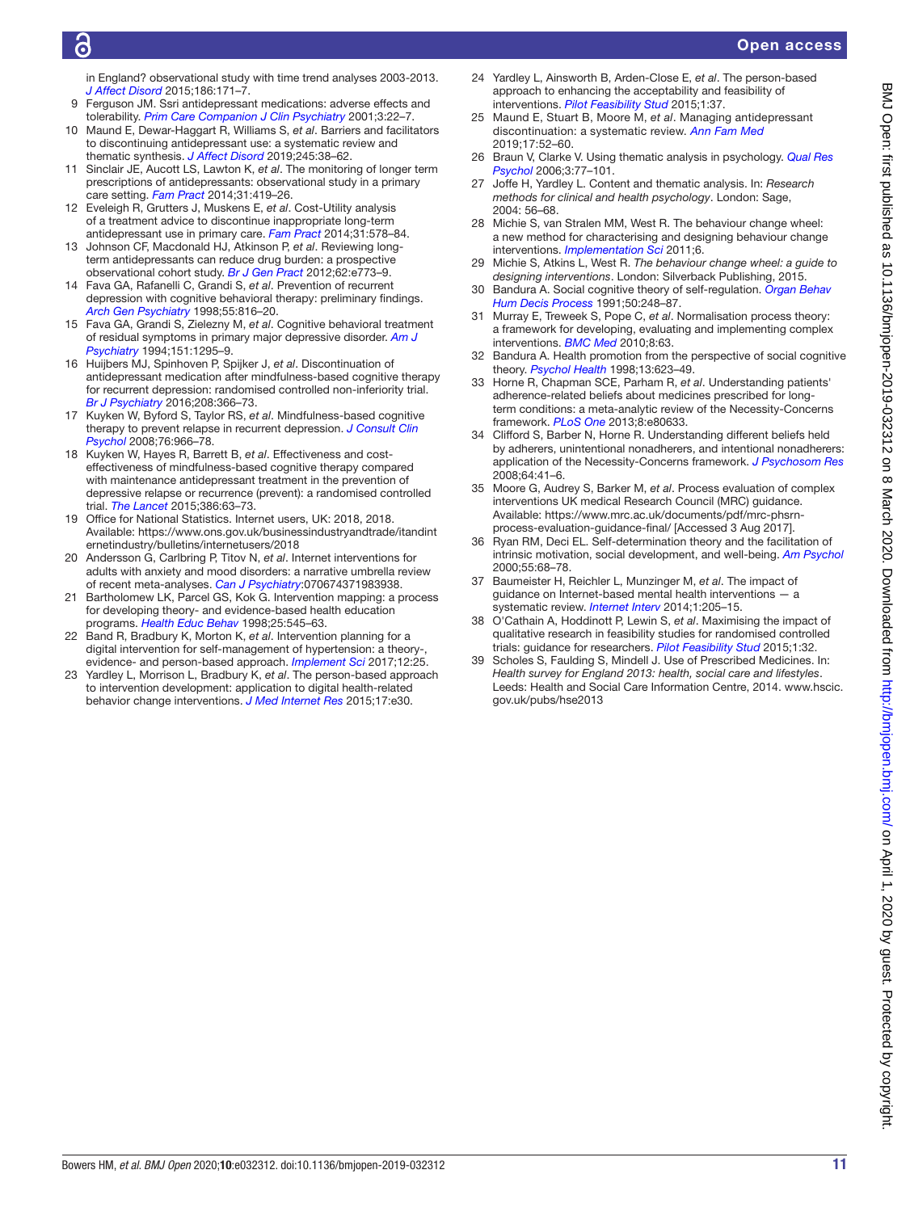in England? observational study with time trend analyses 2003-2013. *J Affect Disord* 2015;186:171–7.

9. Ferguson JM. Ssri antidepressant medications: adverse effects and tolerability. *Prim Care Companion J Clin Psychiatry* 2001;3:22–7.
10. Maund E, Dewar-Haggart R, Williams S, *et al*. Barriers and facilitators to discontinuing antidepressant use: a systematic review and thematic synthesis. *J Affect Disord* 2019;245:38–62.
11. Sinclair JE, Aucott LS, Lawton K, *et al*. The monitoring of longer term prescriptions of antidepressants: observational study in a primary care setting. *Fam Pract* 2014;31:419–26.
12. Eveleigh R, Grutters J, Muskens E, *et al*. Cost-Utility analysis of a treatment advice to discontinue inappropriate long-term antidepressant use in primary care. *Fam Pract* 2014;31:578–84.
13. Johnson CF, Macdonald HJ, Atkinson P, *et al*. Reviewing long-term antidepressants can reduce drug burden: a prospective observational cohort study. *Br J Gen Pract* 2012;62:e773–9.
14. Fava GA, Rafanelli C, Grandi S, *et al*. Prevention of recurrent depression with cognitive behavioral therapy: preliminary findings. *Arch Gen Psychiatry* 1998;55:816–20.
15. Fava GA, Grandi S, Zielezny M, *et al*. Cognitive behavioral treatment of residual symptoms in primary major depressive disorder. *Am J Psychiatry* 1994;151:1295–9.
16. Huijbers MJ, Spinhoven P, Spijker J, *et al*. Discontinuation of antidepressant medication after mindfulness-based cognitive therapy for recurrent depression: randomised controlled non-inferiority trial. *Br J Psychiatry* 2016;208:366–73.
17. Kuyken W, Byford S, Taylor RS, *et al*. Mindfulness-based cognitive therapy to prevent relapse in recurrent depression. *J Consult Clin Psychol* 2008;76:966–78.
18. Kuyken W, Hayes R, Barrett B, *et al*. Effectiveness and cost-effectiveness of mindfulness-based cognitive therapy compared with maintenance antidepressant treatment in the prevention of depressive relapse or recurrence (prevent): a randomised controlled trial. *The Lancet* 2015;386:63–73.
19. Office for National Statistics. Internet users, UK: 2018, 2018. Available: https://www.ons.gov.uk/businessindustryandtrade/itandinternetindustry/bulletins/internetusers/2018
20. Andersson G, Carlbring P, Titov N, *et al*. Internet interventions for adults with anxiety and mood disorders: a narrative umbrella review of recent meta-analyses. *Can J Psychiatry*:070674371983938.
21. Bartholomew LK, Parcel GS, Kok G. Intervention mapping: a process for developing theory- and evidence-based health education programs. *Health Educ Behav* 1998;25:545–63.
22. Band R, Bradbury K, Morton K, *et al*. Intervention planning for a digital intervention for self-management of hypertension: a theory-, evidence- and person-based approach. *Implement Sci* 2017;12:25.
23. Yardley L, Morrison L, Bradbury K, *et al*. The person-based approach to intervention development: application to digital health-related behavior change interventions. *J Med Internet Res* 2015;17:e30.
24. Yardley L, Ainsworth B, Arden-Close E, *et al*. The person-based approach to enhancing the acceptability and feasibility of interventions. *Pilot Feasibility Stud* 2015;1:37.
25. Maund E, Stuart B, Moore M, *et al*. Managing antidepressant discontinuation: a systematic review. *Ann Fam Med* 2019;17:52–60.
26. Braun V, Clarke V. Using thematic analysis in psychology. *Qual Res Psychol* 2006;3:77–101.
27. Joffe H, Yardley L. Content and thematic analysis. In: *Research methods for clinical and health psychology*. London: Sage, 2004: 56–68.
28. Michie S, van Stralen MM, West R. The behaviour change wheel: a new method for characterising and designing behaviour change interventions. *Implementation Sci* 2011;6.
29. Michie S, Atkins L, West R. *The behaviour change wheel: a guide to designing interventions*. London: Silverback Publishing, 2015.
30. Bandura A. Social cognitive theory of self-regulation. *Organ Behav Hum Decis Process* 1991;50:248–87.
31. Murray E, Treweek S, Pope C, *et al*. Normalisation process theory: a framework for developing, evaluating and implementing complex interventions. *BMC Med* 2010;8:63.
32. Bandura A. Health promotion from the perspective of social cognitive theory. *Psychol Health* 1998;13:623–49.
33. Horne R, Chapman SCE, Parham R, *et al*. Understanding patients' adherence-related beliefs about medicines prescribed for long-term conditions: a meta-analytic review of the Necessity-Concerns framework. *PLoS One* 2013;8:e80633.
34. Clifford S, Barber N, Horne R. Understanding different beliefs held by adherers, unintentional nonadherers, and intentional nonadherers: application of the Necessity-Concerns framework. *J Psychosom Res* 2008;64:41–6.
35. Moore G, Audrey S, Barker M, *et al*. Process evaluation of complex interventions UK medical Research Council (MRC) guidance. Available: https://www.mrc.ac.uk/documents/pdf/mrc-phsrn-process-evaluation-guidance-final/ [Accessed 3 Aug 2017].
36. Ryan RM, Deci EL. Self-determination theory and the facilitation of intrinsic motivation, social development, and well-being. *Am Psychol* 2000;55:68–78.
37. Baumeister H, Reichler L, Munzinger M, *et al*. The impact of guidance on Internet-based mental health interventions — a systematic review. *Internet Interv* 2014;1:205–15.
38. O'Cathain A, Hoddinott P, Lewin S, *et al*. Maximising the impact of qualitative research in feasibility studies for randomised controlled trials: guidance for researchers. *Pilot Feasibility Stud* 2015;1:32.
39. Scholes S, Faulding S, Mindell J. Use of Prescribed Medicines. In: *Health survey for England 2013: health, social care and lifestyles*. Leeds: Health and Social Care Information Centre, 2014. www.hscic.gov.uk/pubs/hse2013